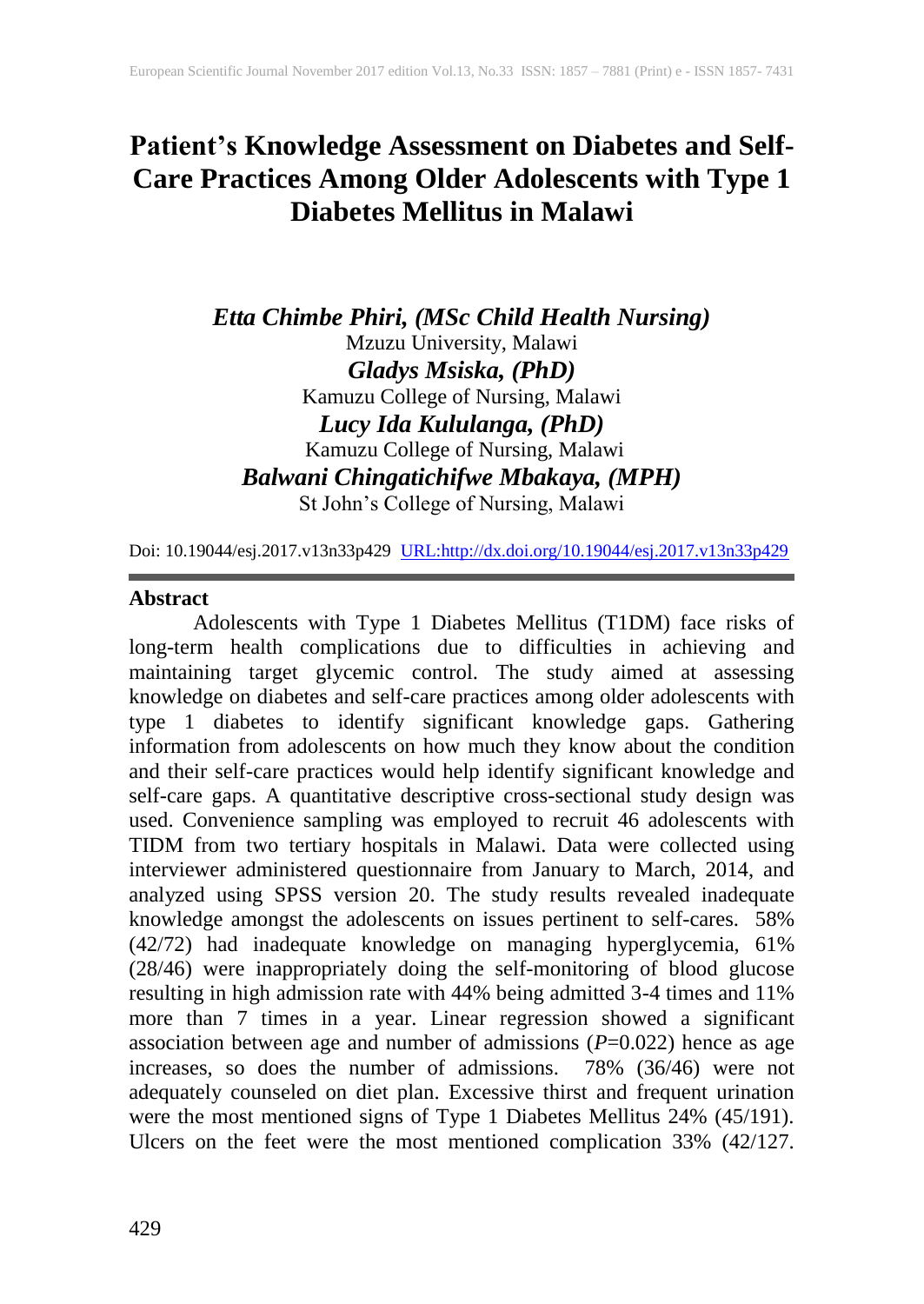# Patient's Knowledge Assessment on Diabetes and Self-Care Practices Among Older Adolescents with Type 1 Diabetes Mellitus in Malawi

***Etta Chimbe Phiri, (MSc Child Health Nursing)***
Mzuzu University, Malawi

***Gladys Msiska, (PhD)***
Kamuzu College of Nursing, Malawi

***Lucy Ida Kululanga, (PhD)***
Kamuzu College of Nursing, Malawi

***Balwani Chingatichifwe Mbakaya, (MPH)***
St John's College of Nursing, Malawi

Doi: 10.19044/esj.2017.v13n33p429 [URL:http://dx.doi.org/10.19044/esj.2017.v13n33p429](http://dx.doi.org/10.19044/esj.2017.v13n33p429)

## Abstract

Adolescents with Type 1 Diabetes Mellitus (T1DM) face risks of long-term health complications due to difficulties in achieving and maintaining target glycemic control. The study aimed at assessing knowledge on diabetes and self-care practices among older adolescents with type 1 diabetes to identify significant knowledge gaps. Gathering information from adolescents on how much they know about the condition and their self-care practices would help identify significant knowledge and self-care gaps. A quantitative descriptive cross-sectional study design was used. Convenience sampling was employed to recruit 46 adolescents with TIDM from two tertiary hospitals in Malawi. Data were collected using interviewer administered questionnaire from January to March, 2014, and analyzed using SPSS version 20. The study results revealed inadequate knowledge amongst the adolescents on issues pertinent to self-cares. 58% (42/72) had inadequate knowledge on managing hyperglycemia, 61% (28/46) were inappropriately doing the self-monitoring of blood glucose resulting in high admission rate with 44% being admitted 3-4 times and 11% more than 7 times in a year. Linear regression showed a significant association between age and number of admissions (*P*=0.022) hence as age increases, so does the number of admissions. 78% (36/46) were not adequately counseled on diet plan. Excessive thirst and frequent urination were the most mentioned signs of Type 1 Diabetes Mellitus 24% (45/191). Ulcers on the feet were the most mentioned complication 33% (42/127.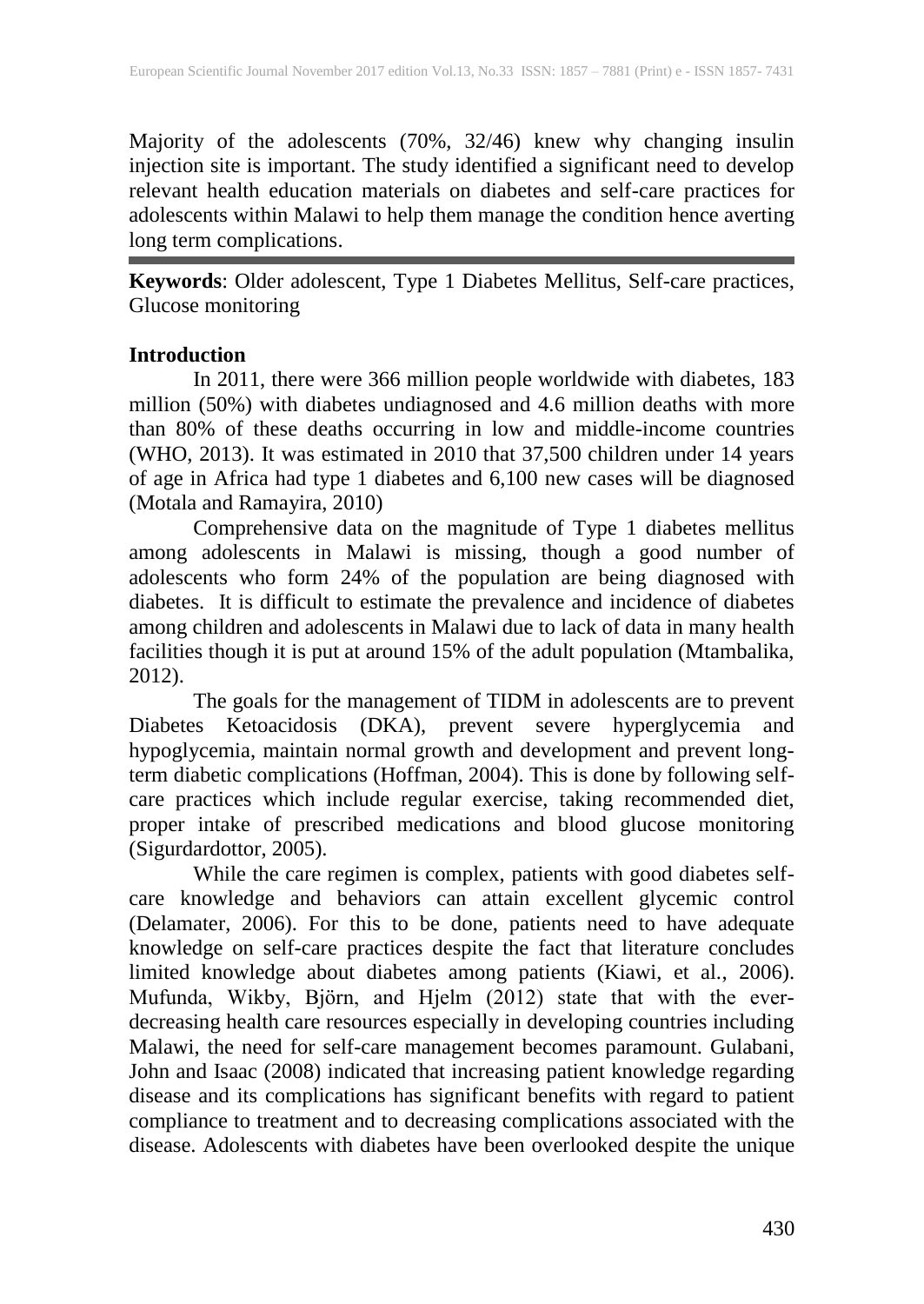Majority of the adolescents (70%, 32/46) knew why changing insulin injection site is important. The study identified a significant need to develop relevant health education materials on diabetes and self-care practices for adolescents within Malawi to help them manage the condition hence averting long term complications.

---

**Keywords**: Older adolescent, Type 1 Diabetes Mellitus, Self-care practices, Glucose monitoring

## Introduction

In 2011, there were 366 million people worldwide with diabetes, 183 million (50%) with diabetes undiagnosed and 4.6 million deaths with more than 80% of these deaths occurring in low and middle-income countries (WHO, 2013). It was estimated in 2010 that 37,500 children under 14 years of age in Africa had type 1 diabetes and 6,100 new cases will be diagnosed (Motala and Ramayira, 2010)

Comprehensive data on the magnitude of Type 1 diabetes mellitus among adolescents in Malawi is missing, though a good number of adolescents who form 24% of the population are being diagnosed with diabetes. It is difficult to estimate the prevalence and incidence of diabetes among children and adolescents in Malawi due to lack of data in many health facilities though it is put at around 15% of the adult population (Mtambalika, 2012).

The goals for the management of TIDM in adolescents are to prevent Diabetes Ketoacidosis (DKA), prevent severe hyperglycemia and hypoglycemia, maintain normal growth and development and prevent long-term diabetic complications (Hoffman, 2004). This is done by following self-care practices which include regular exercise, taking recommended diet, proper intake of prescribed medications and blood glucose monitoring (Sigurdardottor, 2005).

While the care regimen is complex, patients with good diabetes self-care knowledge and behaviors can attain excellent glycemic control (Delamater, 2006). For this to be done, patients need to have adequate knowledge on self-care practices despite the fact that literature concludes limited knowledge about diabetes among patients (Kiawi, et al., 2006). Mufunda, Wikby, Björn, and Hjelm (2012) state that with the ever-decreasing health care resources especially in developing countries including Malawi, the need for self-care management becomes paramount. Gulabani, John and Isaac (2008) indicated that increasing patient knowledge regarding disease and its complications has significant benefits with regard to patient compliance to treatment and to decreasing complications associated with the disease. Adolescents with diabetes have been overlooked despite the unique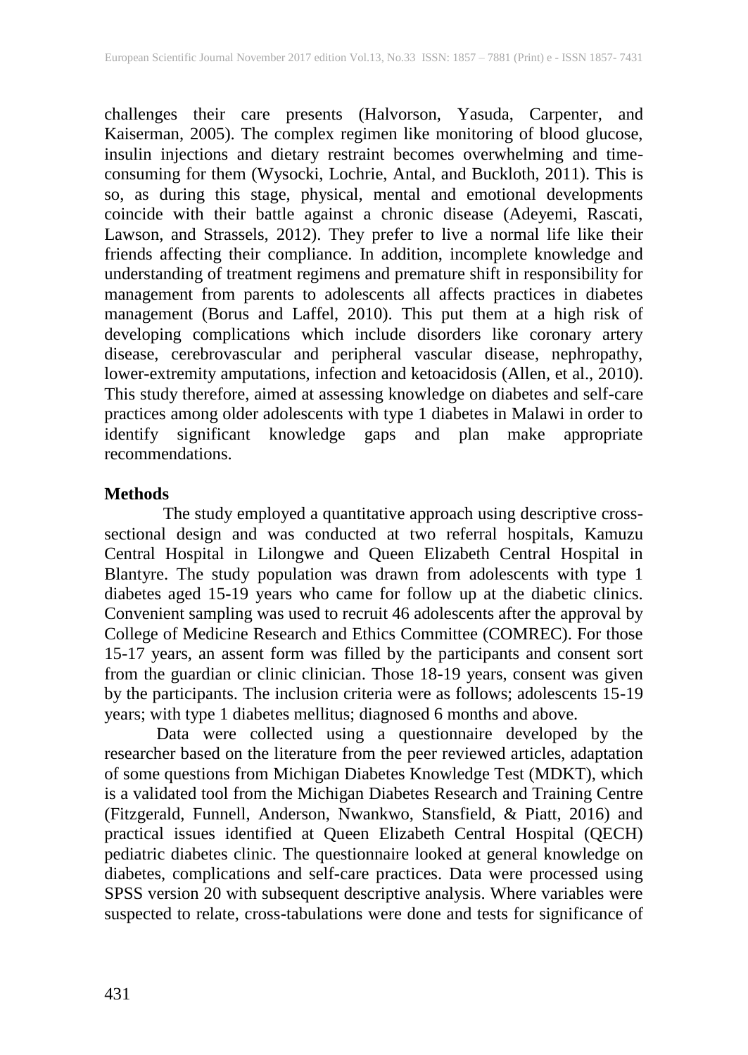challenges their care presents (Halvorson, Yasuda, Carpenter, and Kaiserman, 2005). The complex regimen like monitoring of blood glucose, insulin injections and dietary restraint becomes overwhelming and time-consuming for them (Wysocki, Lochrie, Antal, and Buckloth, 2011). This is so, as during this stage, physical, mental and emotional developments coincide with their battle against a chronic disease (Adeyemi, Rascati, Lawson, and Strassels, 2012). They prefer to live a normal life like their friends affecting their compliance. In addition, incomplete knowledge and understanding of treatment regimens and premature shift in responsibility for management from parents to adolescents all affects practices in diabetes management (Borus and Laffel, 2010). This put them at a high risk of developing complications which include disorders like coronary artery disease, cerebrovascular and peripheral vascular disease, nephropathy, lower-extremity amputations, infection and ketoacidosis (Allen, et al., 2010). This study therefore, aimed at assessing knowledge on diabetes and self-care practices among older adolescents with type 1 diabetes in Malawi in order to identify significant knowledge gaps and plan make appropriate recommendations.

## Methods

The study employed a quantitative approach using descriptive cross-sectional design and was conducted at two referral hospitals, Kamuzu Central Hospital in Lilongwe and Queen Elizabeth Central Hospital in Blantyre. The study population was drawn from adolescents with type 1 diabetes aged 15-19 years who came for follow up at the diabetic clinics. Convenient sampling was used to recruit 46 adolescents after the approval by College of Medicine Research and Ethics Committee (COMREC). For those 15-17 years, an assent form was filled by the participants and consent sort from the guardian or clinic clinician. Those 18-19 years, consent was given by the participants. The inclusion criteria were as follows; adolescents 15-19 years; with type 1 diabetes mellitus; diagnosed 6 months and above.

Data were collected using a questionnaire developed by the researcher based on the literature from the peer reviewed articles, adaptation of some questions from Michigan Diabetes Knowledge Test (MDKT), which is a validated tool from the Michigan Diabetes Research and Training Centre (Fitzgerald, Funnell, Anderson, Nwankwo, Stansfield, & Piatt, 2016) and practical issues identified at Queen Elizabeth Central Hospital (QECH) pediatric diabetes clinic. The questionnaire looked at general knowledge on diabetes, complications and self-care practices. Data were processed using SPSS version 20 with subsequent descriptive analysis. Where variables were suspected to relate, cross-tabulations were done and tests for significance of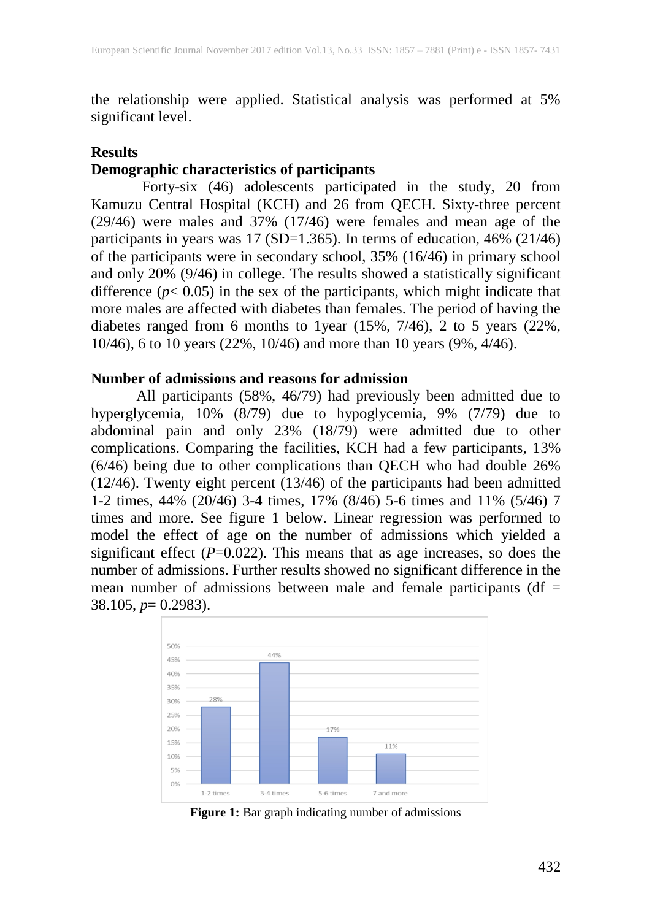the relationship were applied. Statistical analysis was performed at 5% significant level.

## Results

### Demographic characteristics of participants

Forty-six (46) adolescents participated in the study, 20 from Kamuzu Central Hospital (KCH) and 26 from QECH. Sixty-three percent (29/46) were males and 37% (17/46) were females and mean age of the participants in years was 17 (SD=1.365). In terms of education, 46% (21/46) of the participants were in secondary school, 35% (16/46) in primary school and only 20% (9/46) in college. The results showed a statistically significant difference ($p < 0.05$) in the sex of the participants, which might indicate that more males are affected with diabetes than females. The period of having the diabetes ranged from 6 months to 1year (15%, 7/46), 2 to 5 years (22%, 10/46), 6 to 10 years (22%, 10/46) and more than 10 years (9%, 4/46).

### Number of admissions and reasons for admission

All participants (58%, 46/79) had previously been admitted due to hyperglycemia, 10% (8/79) due to hypoglycemia, 9% (7/79) due to abdominal pain and only 23% (18/79) were admitted due to other complications. Comparing the facilities, KCH had a few participants, 13% (6/46) being due to other complications than QECH who had double 26% (12/46). Twenty eight percent (13/46) of the participants had been admitted 1-2 times, 44% (20/46) 3-4 times, 17% (8/46) 5-6 times and 11% (5/46) 7 times and more. See figure 1 below. Linear regression was performed to model the effect of age on the number of admissions which yielded a significant effect ($P$=0.022). This means that as age increases, so does the number of admissions. Further results showed no significant difference in the mean number of admissions between male and female participants (df = 38.105, $p$= 0.2983).

**Figure 1:** Bar graph indicating number of admissions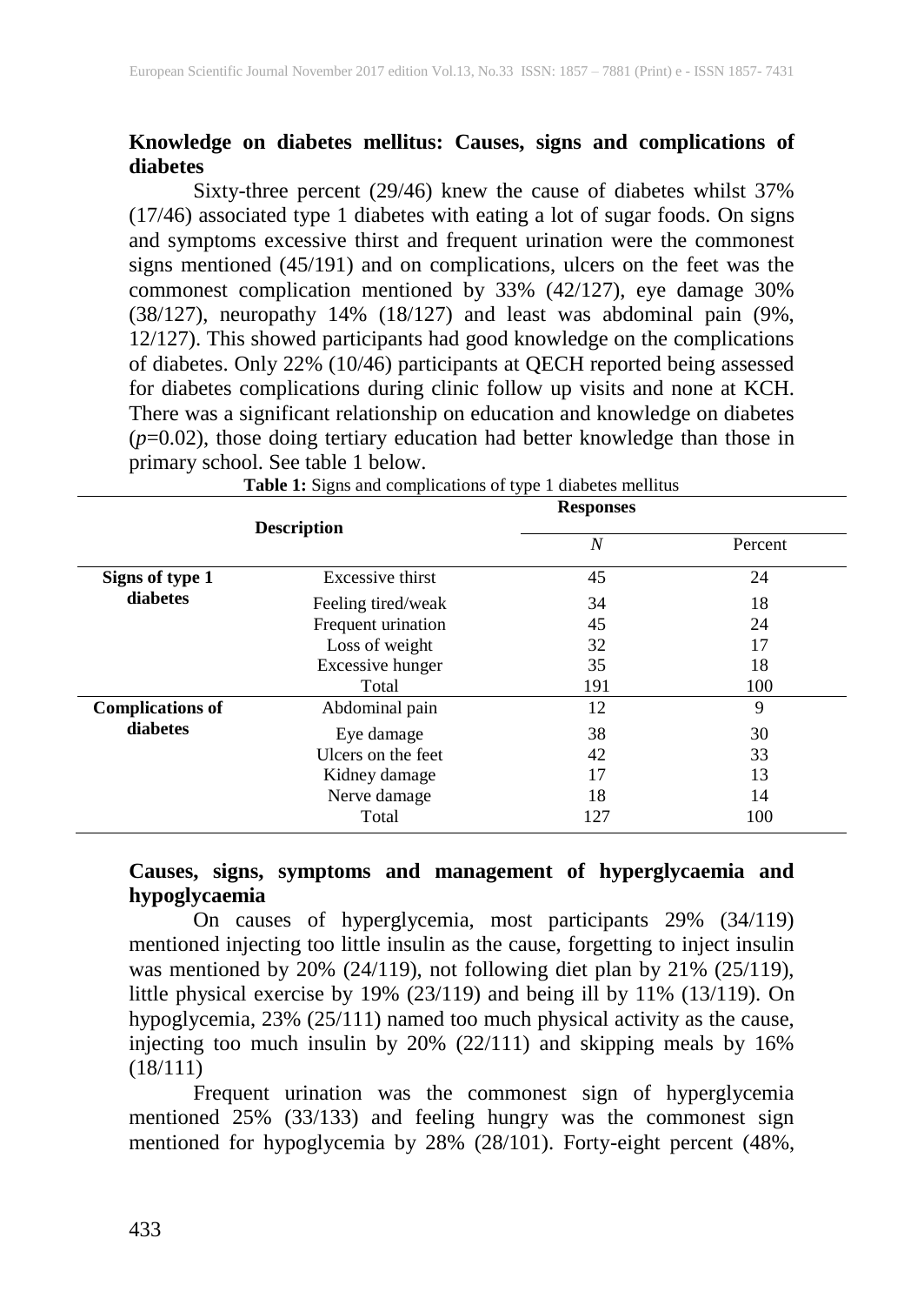**Knowledge on diabetes mellitus: Causes, signs and complications of diabetes**

Sixty-three percent (29/46) knew the cause of diabetes whilst 37% (17/46) associated type 1 diabetes with eating a lot of sugar foods. On signs and symptoms excessive thirst and frequent urination were the commonest signs mentioned (45/191) and on complications, ulcers on the feet was the commonest complication mentioned by 33% (42/127), eye damage 30% (38/127), neuropathy 14% (18/127) and least was abdominal pain (9%, 12/127). This showed participants had good knowledge on the complications of diabetes. Only 22% (10/46) participants at QECH reported being assessed for diabetes complications during clinic follow up visits and none at KCH. There was a significant relationship on education and knowledge on diabetes ($p$=0.02), those doing tertiary education had better knowledge than those in primary school. See table 1 below.

**Table 1:** Signs and complications of type 1 diabetes mellitus

| Description | | Responses | |
|---|---|---|---|
| | | *N* | Percent |
| **Signs of type 1 diabetes** | Excessive thirst | 45 | 24 |
| | Feeling tired/weak | 34 | 18 |
| | Frequent urination | 45 | 24 |
| | Loss of weight | 32 | 17 |
| | Excessive hunger | 35 | 18 |
| | Total | 191 | 100 |
| **Complications of diabetes** | Abdominal pain | 12 | 9 |
| | Eye damage | 38 | 30 |
| | Ulcers on the feet | 42 | 33 |
| | Kidney damage | 17 | 13 |
| | Nerve damage | 18 | 14 |
| | Total | 127 | 100 |

**Causes, signs, symptoms and management of hyperglycaemia and hypoglycaemia**

On causes of hyperglycemia, most participants 29% (34/119) mentioned injecting too little insulin as the cause, forgetting to inject insulin was mentioned by 20% (24/119), not following diet plan by 21% (25/119), little physical exercise by 19% (23/119) and being ill by 11% (13/119). On hypoglycemia, 23% (25/111) named too much physical activity as the cause, injecting too much insulin by 20% (22/111) and skipping meals by 16% (18/111)

Frequent urination was the commonest sign of hyperglycemia mentioned 25% (33/133) and feeling hungry was the commonest sign mentioned for hypoglycemia by 28% (28/101). Forty-eight percent (48%,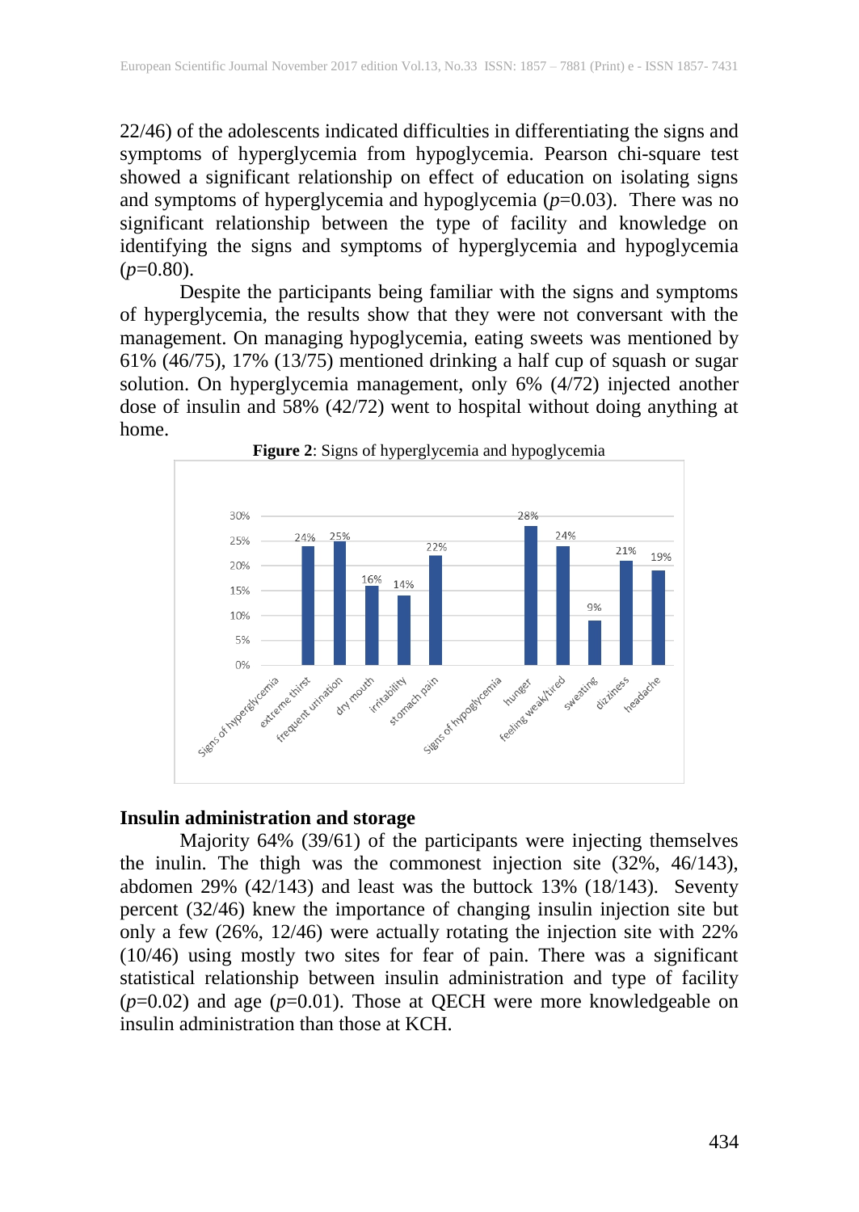22/46) of the adolescents indicated difficulties in differentiating the signs and symptoms of hyperglycemia from hypoglycemia. Pearson chi-square test showed a significant relationship on effect of education on isolating signs and symptoms of hyperglycemia and hypoglycemia ($p$=0.03). There was no significant relationship between the type of facility and knowledge on identifying the signs and symptoms of hyperglycemia and hypoglycemia ($p$=0.80).

Despite the participants being familiar with the signs and symptoms of hyperglycemia, the results show that they were not conversant with the management. On managing hypoglycemia, eating sweets was mentioned by 61% (46/75), 17% (13/75) mentioned drinking a half cup of squash or sugar solution. On hyperglycemia management, only 6% (4/72) injected another dose of insulin and 58% (42/72) went to hospital without doing anything at home.

**Figure 2**: Signs of hyperglycemia and hypoglycemia

| Signs | Percentage |
|---|---|
| **Signs of hyperglycemia** | |
| extreme thirst | 24% |
| frequent urination | 25% |
| dry mouth | 16% |
| irritability | 14% |
| stomach pain | 22% |
| **Signs of hypoglycemia** | |
| hunger | 28% |
| feeling weak/tired | 24% |
| sweating | 9% |
| dizziness | 21% |
| headache | 19% |

## Insulin administration and storage

Majority 64% (39/61) of the participants were injecting themselves the inulin. The thigh was the commonest injection site (32%, 46/143), abdomen 29% (42/143) and least was the buttock 13% (18/143). Seventy percent (32/46) knew the importance of changing insulin injection site but only a few (26%, 12/46) were actually rotating the injection site with 22% (10/46) using mostly two sites for fear of pain. There was a significant statistical relationship between insulin administration and type of facility ($p$=0.02) and age ($p$=0.01). Those at QECH were more knowledgeable on insulin administration than those at KCH.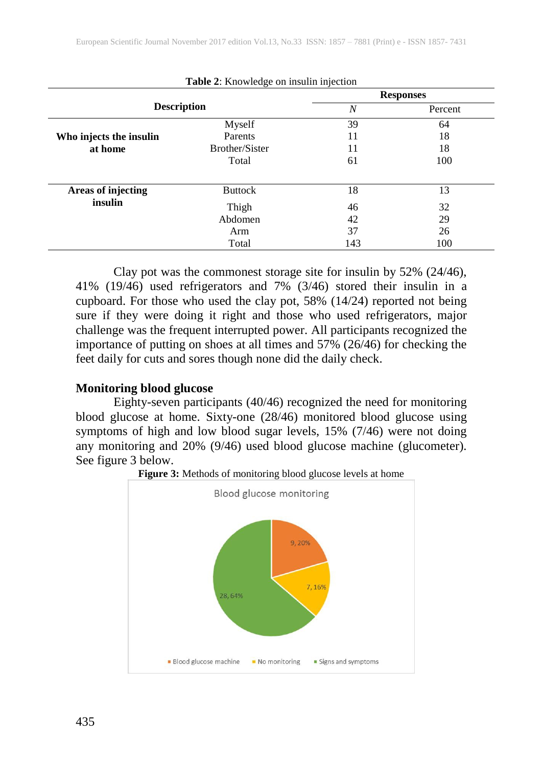**Table 2**: Knowledge on insulin injection

| Description | | Responses | |
|---|---|---|---|
| | | *N* | Percent |
| **Who injects the insulin at home** | Myself | 39 | 64 |
| | Parents | 11 | 18 |
| | Brother/Sister | 11 | 18 |
| | Total | 61 | 100 |
| **Areas of injecting insulin** | Buttock | 18 | 13 |
| | Thigh | 46 | 32 |
| | Abdomen | 42 | 29 |
| | Arm | 37 | 26 |
| | Total | 143 | 100 |

Clay pot was the commonest storage site for insulin by 52% (24/46), 41% (19/46) used refrigerators and 7% (3/46) stored their insulin in a cupboard. For those who used the clay pot, 58% (14/24) reported not being sure if they were doing it right and those who used refrigerators, major challenge was the frequent interrupted power. All participants recognized the importance of putting on shoes at all times and 57% (26/46) for checking the feet daily for cuts and sores though none did the daily check.

### Monitoring blood glucose

Eighty-seven participants (40/46) recognized the need for monitoring blood glucose at home. Sixty-one (28/46) monitored blood glucose using symptoms of high and low blood sugar levels, 15% (7/46) were not doing any monitoring and 20% (9/46) used blood glucose machine (glucometer). See figure 3 below.

**Figure 3:** Methods of monitoring blood glucose levels at home

Blood glucose monitoring

9, 20%
7, 16%
28, 64%

Blood glucose machine | No monitoring | Signs and symptoms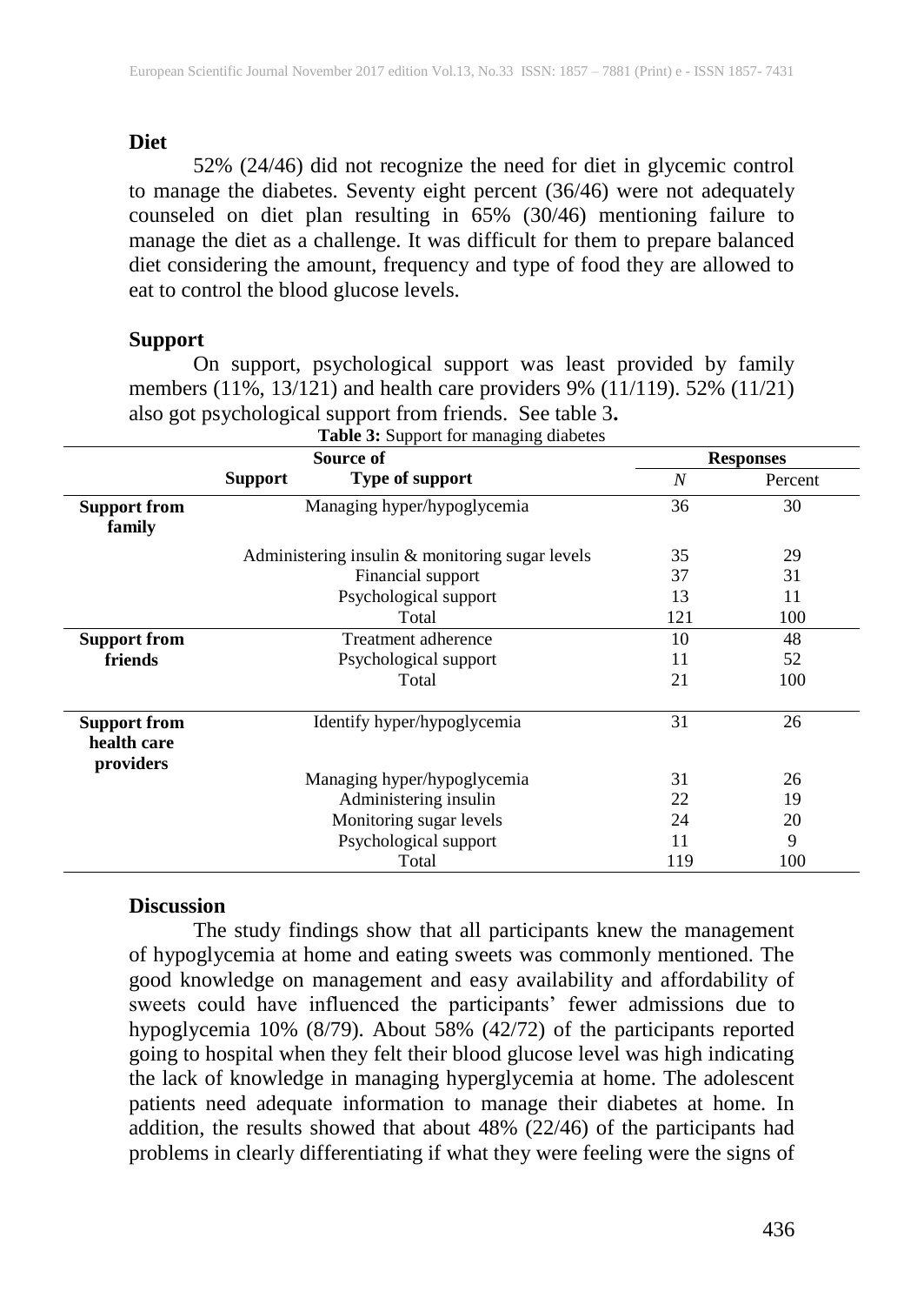**Diet**

52% (24/46) did not recognize the need for diet in glycemic control to manage the diabetes. Seventy eight percent (36/46) were not adequately counseled on diet plan resulting in 65% (30/46) mentioning failure to manage the diet as a challenge. It was difficult for them to prepare balanced diet considering the amount, frequency and type of food they are allowed to eat to control the blood glucose levels.

**Support**

On support, psychological support was least provided by family members (11%, 13/121) and health care providers 9% (11/119). 52% (11/21) also got psychological support from friends. See table 3.

**Table 3:** Support for managing diabetes

| Source of Support | Type of support | Responses N | Responses Percent |
|---|---|---|---|
| **Support from family** | Managing hyper/hypoglycemia | 36 | 30 |
| | Administering insulin & monitoring sugar levels | 35 | 29 |
| | Financial support | 37 | 31 |
| | Psychological support | 13 | 11 |
| | Total | 121 | 100 |
| **Support from friends** | Treatment adherence | 10 | 48 |
| | Psychological support | 11 | 52 |
| | Total | 21 | 100 |
| **Support from health care providers** | Identify hyper/hypoglycemia | 31 | 26 |
| | Managing hyper/hypoglycemia | 31 | 26 |
| | Administering insulin | 22 | 19 |
| | Monitoring sugar levels | 24 | 20 |
| | Psychological support | 11 | 9 |
| | Total | 119 | 100 |

**Discussion**

The study findings show that all participants knew the management of hypoglycemia at home and eating sweets was commonly mentioned. The good knowledge on management and easy availability and affordability of sweets could have influenced the participants' fewer admissions due to hypoglycemia 10% (8/79). About 58% (42/72) of the participants reported going to hospital when they felt their blood glucose level was high indicating the lack of knowledge in managing hyperglycemia at home. The adolescent patients need adequate information to manage their diabetes at home. In addition, the results showed that about 48% (22/46) of the participants had problems in clearly differentiating if what they were feeling were the signs of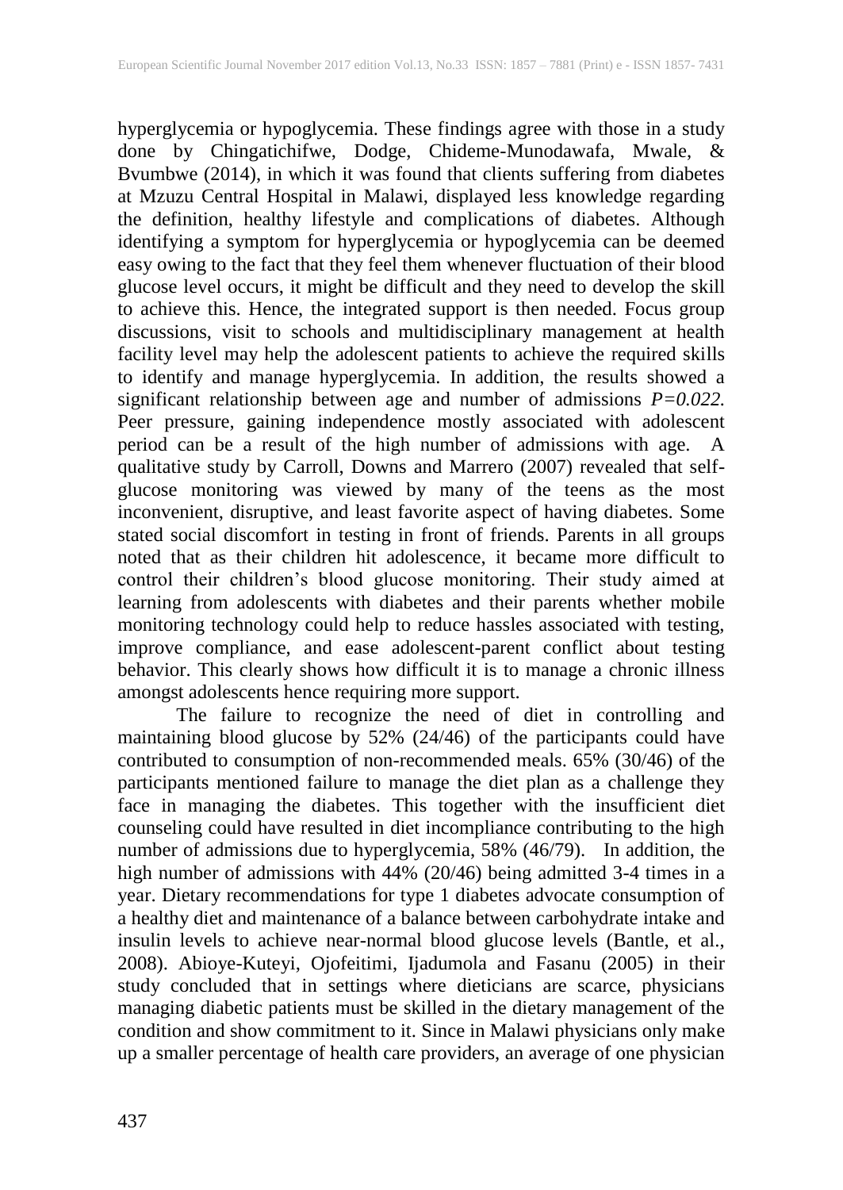hyperglycemia or hypoglycemia. These findings agree with those in a study done by Chingatichifwe, Dodge, Chideme-Munodawafa, Mwale, & Bvumbwe (2014), in which it was found that clients suffering from diabetes at Mzuzu Central Hospital in Malawi, displayed less knowledge regarding the definition, healthy lifestyle and complications of diabetes. Although identifying a symptom for hyperglycemia or hypoglycemia can be deemed easy owing to the fact that they feel them whenever fluctuation of their blood glucose level occurs, it might be difficult and they need to develop the skill to achieve this. Hence, the integrated support is then needed. Focus group discussions, visit to schools and multidisciplinary management at health facility level may help the adolescent patients to achieve the required skills to identify and manage hyperglycemia. In addition, the results showed a significant relationship between age and number of admissions $P=0.022$. Peer pressure, gaining independence mostly associated with adolescent period can be a result of the high number of admissions with age. A qualitative study by Carroll, Downs and Marrero (2007) revealed that self-glucose monitoring was viewed by many of the teens as the most inconvenient, disruptive, and least favorite aspect of having diabetes. Some stated social discomfort in testing in front of friends. Parents in all groups noted that as their children hit adolescence, it became more difficult to control their children's blood glucose monitoring. Their study aimed at learning from adolescents with diabetes and their parents whether mobile monitoring technology could help to reduce hassles associated with testing, improve compliance, and ease adolescent-parent conflict about testing behavior. This clearly shows how difficult it is to manage a chronic illness amongst adolescents hence requiring more support.

The failure to recognize the need of diet in controlling and maintaining blood glucose by 52% (24/46) of the participants could have contributed to consumption of non-recommended meals. 65% (30/46) of the participants mentioned failure to manage the diet plan as a challenge they face in managing the diabetes. This together with the insufficient diet counseling could have resulted in diet incompliance contributing to the high number of admissions due to hyperglycemia, 58% (46/79). In addition, the high number of admissions with 44% (20/46) being admitted 3-4 times in a year. Dietary recommendations for type 1 diabetes advocate consumption of a healthy diet and maintenance of a balance between carbohydrate intake and insulin levels to achieve near-normal blood glucose levels (Bantle, et al., 2008). Abioye-Kuteyi, Ojofeitimi, Ijadumola and Fasanu (2005) in their study concluded that in settings where dieticians are scarce, physicians managing diabetic patients must be skilled in the dietary management of the condition and show commitment to it. Since in Malawi physicians only make up a smaller percentage of health care providers, an average of one physician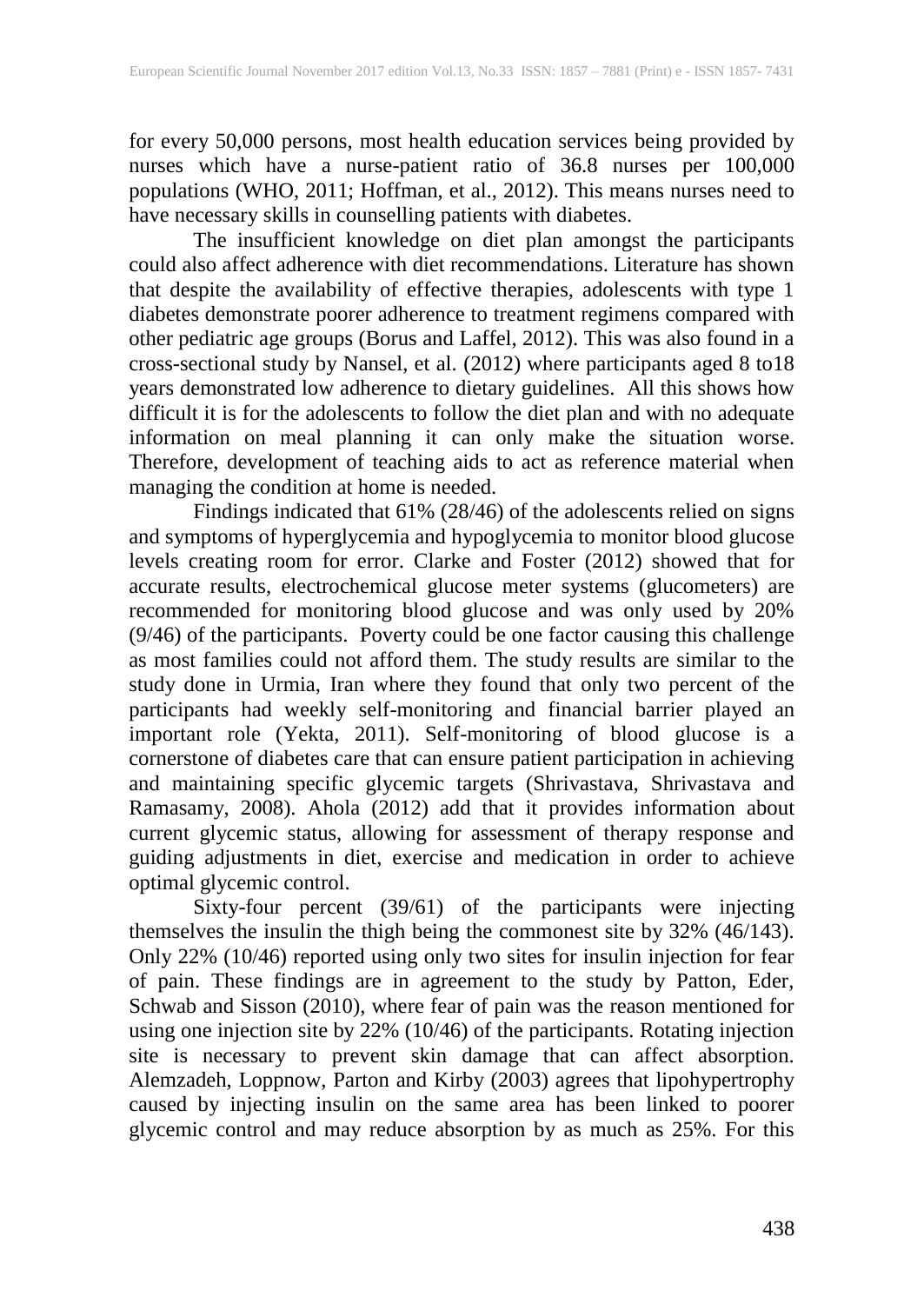for every 50,000 persons, most health education services being provided by nurses which have a nurse-patient ratio of 36.8 nurses per 100,000 populations (WHO, 2011; Hoffman, et al., 2012). This means nurses need to have necessary skills in counselling patients with diabetes.

The insufficient knowledge on diet plan amongst the participants could also affect adherence with diet recommendations. Literature has shown that despite the availability of effective therapies, adolescents with type 1 diabetes demonstrate poorer adherence to treatment regimens compared with other pediatric age groups (Borus and Laffel, 2012). This was also found in a cross-sectional study by Nansel, et al. (2012) where participants aged 8 to18 years demonstrated low adherence to dietary guidelines. All this shows how difficult it is for the adolescents to follow the diet plan and with no adequate information on meal planning it can only make the situation worse. Therefore, development of teaching aids to act as reference material when managing the condition at home is needed.

Findings indicated that 61% (28/46) of the adolescents relied on signs and symptoms of hyperglycemia and hypoglycemia to monitor blood glucose levels creating room for error. Clarke and Foster (2012) showed that for accurate results, electrochemical glucose meter systems (glucometers) are recommended for monitoring blood glucose and was only used by 20% (9/46) of the participants. Poverty could be one factor causing this challenge as most families could not afford them. The study results are similar to the study done in Urmia, Iran where they found that only two percent of the participants had weekly self-monitoring and financial barrier played an important role (Yekta, 2011). Self-monitoring of blood glucose is a cornerstone of diabetes care that can ensure patient participation in achieving and maintaining specific glycemic targets (Shrivastava, Shrivastava and Ramasamy, 2008). Ahola (2012) add that it provides information about current glycemic status, allowing for assessment of therapy response and guiding adjustments in diet, exercise and medication in order to achieve optimal glycemic control.

Sixty-four percent (39/61) of the participants were injecting themselves the insulin the thigh being the commonest site by 32% (46/143). Only 22% (10/46) reported using only two sites for insulin injection for fear of pain. These findings are in agreement to the study by Patton, Eder, Schwab and Sisson (2010), where fear of pain was the reason mentioned for using one injection site by 22% (10/46) of the participants. Rotating injection site is necessary to prevent skin damage that can affect absorption. Alemzadeh, Loppnow, Parton and Kirby (2003) agrees that lipohypertrophy caused by injecting insulin on the same area has been linked to poorer glycemic control and may reduce absorption by as much as 25%. For this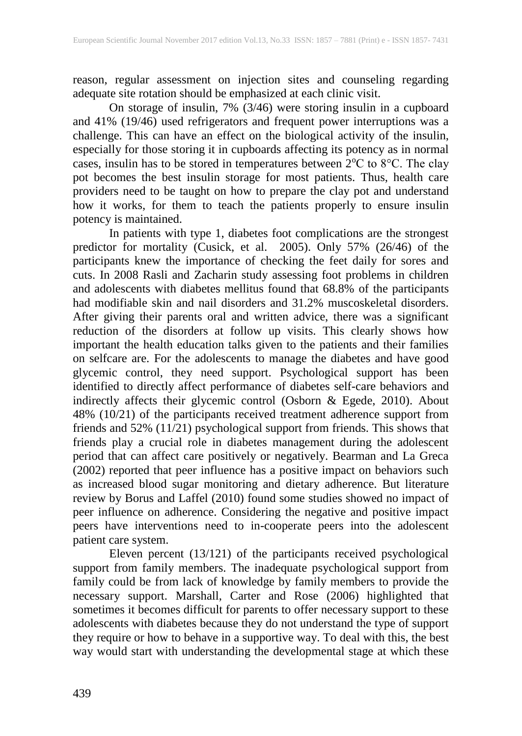reason, regular assessment on injection sites and counseling regarding adequate site rotation should be emphasized at each clinic visit.

On storage of insulin, 7% (3/46) were storing insulin in a cupboard and 41% (19/46) used refrigerators and frequent power interruptions was a challenge. This can have an effect on the biological activity of the insulin, especially for those storing it in cupboards affecting its potency as in normal cases, insulin has to be stored in temperatures between 2°C to 8°C. The clay pot becomes the best insulin storage for most patients. Thus, health care providers need to be taught on how to prepare the clay pot and understand how it works, for them to teach the patients properly to ensure insulin potency is maintained.

In patients with type 1, diabetes foot complications are the strongest predictor for mortality (Cusick, et al. 2005). Only 57% (26/46) of the participants knew the importance of checking the feet daily for sores and cuts. In 2008 Rasli and Zacharin study assessing foot problems in children and adolescents with diabetes mellitus found that 68.8% of the participants had modifiable skin and nail disorders and 31.2% muscoskeletal disorders. After giving their parents oral and written advice, there was a significant reduction of the disorders at follow up visits. This clearly shows how important the health education talks given to the patients and their families on selfcare are. For the adolescents to manage the diabetes and have good glycemic control, they need support. Psychological support has been identified to directly affect performance of diabetes self-care behaviors and indirectly affects their glycemic control (Osborn & Egede, 2010). About 48% (10/21) of the participants received treatment adherence support from friends and 52% (11/21) psychological support from friends. This shows that friends play a crucial role in diabetes management during the adolescent period that can affect care positively or negatively. Bearman and La Greca (2002) reported that peer influence has a positive impact on behaviors such as increased blood sugar monitoring and dietary adherence. But literature review by Borus and Laffel (2010) found some studies showed no impact of peer influence on adherence. Considering the negative and positive impact peers have interventions need to in-cooperate peers into the adolescent patient care system.

Eleven percent (13/121) of the participants received psychological support from family members. The inadequate psychological support from family could be from lack of knowledge by family members to provide the necessary support. Marshall, Carter and Rose (2006) highlighted that sometimes it becomes difficult for parents to offer necessary support to these adolescents with diabetes because they do not understand the type of support they require or how to behave in a supportive way. To deal with this, the best way would start with understanding the developmental stage at which these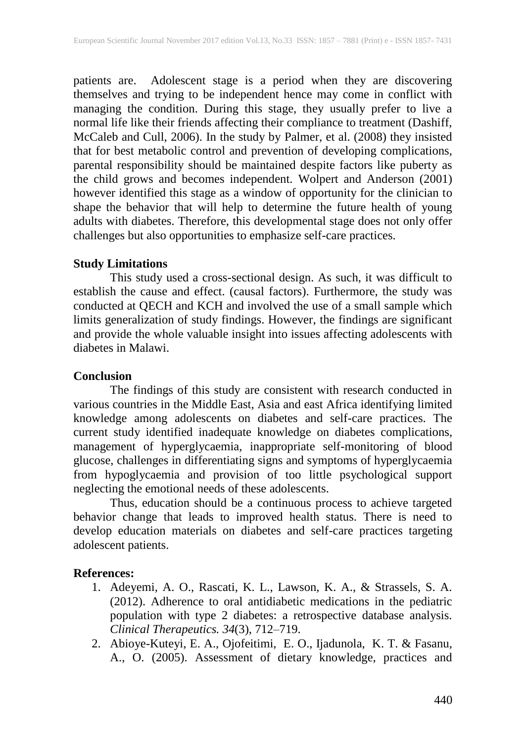patients are. Adolescent stage is a period when they are discovering themselves and trying to be independent hence may come in conflict with managing the condition. During this stage, they usually prefer to live a normal life like their friends affecting their compliance to treatment (Dashiff, McCaleb and Cull, 2006). In the study by Palmer, et al. (2008) they insisted that for best metabolic control and prevention of developing complications, parental responsibility should be maintained despite factors like puberty as the child grows and becomes independent. Wolpert and Anderson (2001) however identified this stage as a window of opportunity for the clinician to shape the behavior that will help to determine the future health of young adults with diabetes. Therefore, this developmental stage does not only offer challenges but also opportunities to emphasize self-care practices.

## Study Limitations

This study used a cross-sectional design. As such, it was difficult to establish the cause and effect. (causal factors). Furthermore, the study was conducted at QECH and KCH and involved the use of a small sample which limits generalization of study findings. However, the findings are significant and provide the whole valuable insight into issues affecting adolescents with diabetes in Malawi.

## Conclusion

The findings of this study are consistent with research conducted in various countries in the Middle East, Asia and east Africa identifying limited knowledge among adolescents on diabetes and self-care practices. The current study identified inadequate knowledge on diabetes complications, management of hyperglycaemia, inappropriate self-monitoring of blood glucose, challenges in differentiating signs and symptoms of hyperglycaemia from hypoglycaemia and provision of too little psychological support neglecting the emotional needs of these adolescents.

Thus, education should be a continuous process to achieve targeted behavior change that leads to improved health status. There is need to develop education materials on diabetes and self-care practices targeting adolescent patients.

## References:

1. Adeyemi, A. O., Rascati, K. L., Lawson, K. A., & Strassels, S. A. (2012). Adherence to oral antidiabetic medications in the pediatric population with type 2 diabetes: a retrospective database analysis. *Clinical Therapeutics. 34*(3), 712–719.
2. Abioye-Kuteyi, E. A., Ojofeitimi, E. O., Ijadunola, K. T. & Fasanu, A., O. (2005). Assessment of dietary knowledge, practices and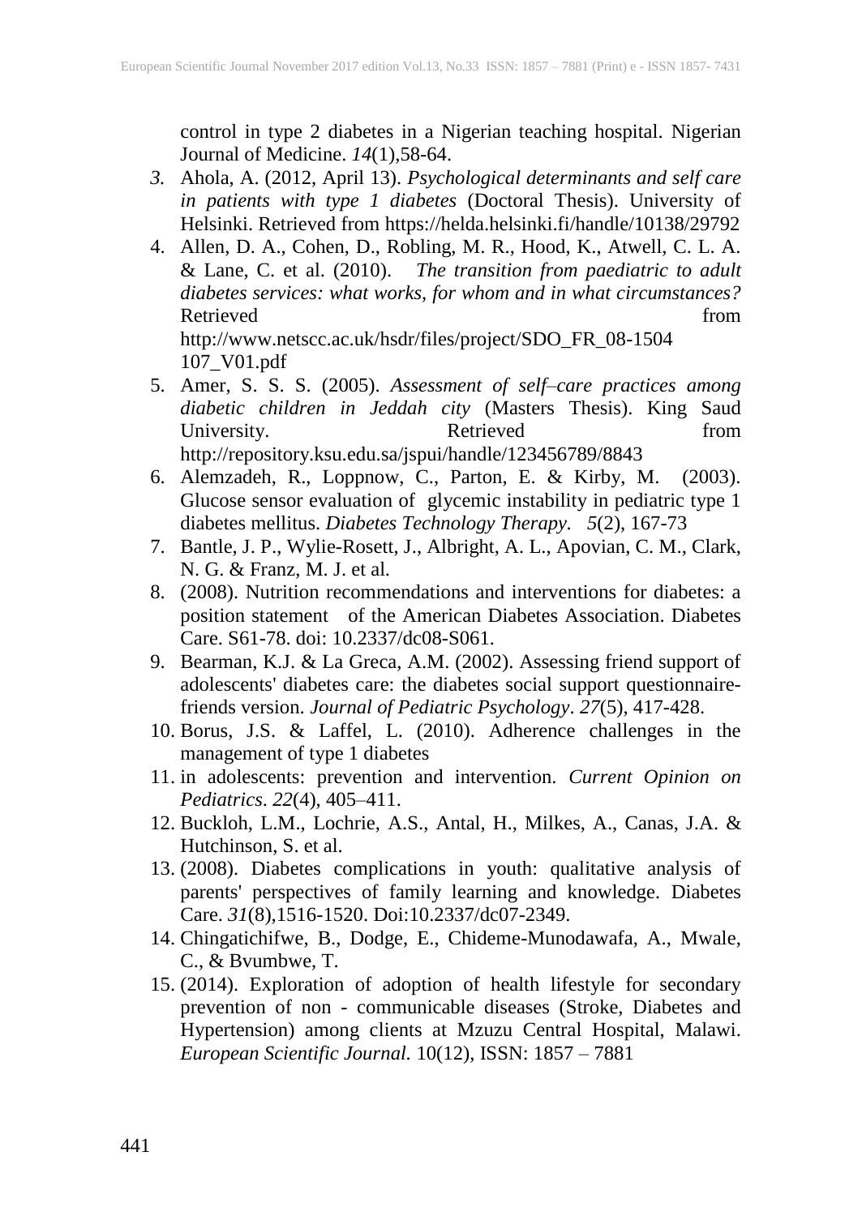control in type 2 diabetes in a Nigerian teaching hospital. Nigerian Journal of Medicine. *14*(1),58-64.

3. Ahola, A. (2012, April 13). *Psychological determinants and self care in patients with type 1 diabetes* (Doctoral Thesis). University of Helsinki. Retrieved from https://helda.helsinki.fi/handle/10138/29792
4. Allen, D. A., Cohen, D., Robling, M. R., Hood, K., Atwell, C. L. A. & Lane, C. et al. (2010). *The transition from paediatric to adult diabetes services: what works, for whom and in what circumstances?* Retrieved from http://www.netscc.ac.uk/hsdr/files/project/SDO_FR_08-1504 107_V01.pdf
5. Amer, S. S. S. (2005). *Assessment of self–care practices among diabetic children in Jeddah city* (Masters Thesis). King Saud University. Retrieved from http://repository.ksu.edu.sa/jspui/handle/123456789/8843
6. Alemzadeh, R., Loppnow, C., Parton, E. & Kirby, M. (2003). Glucose sensor evaluation of glycemic instability in pediatric type 1 diabetes mellitus. *Diabetes Technology Therapy. 5*(2), 167-73
7. Bantle, J. P., Wylie-Rosett, J., Albright, A. L., Apovian, C. M., Clark, N. G. & Franz, M. J. et al.
8. (2008). Nutrition recommendations and interventions for diabetes: a position statement of the American Diabetes Association. Diabetes Care. S61-78. doi: 10.2337/dc08-S061.
9. Bearman, K.J. & La Greca, A.M. (2002). Assessing friend support of adolescents' diabetes care: the diabetes social support questionnaire-friends version. *Journal of Pediatric Psychology*. *27*(5), 417-428.
10. Borus, J.S. & Laffel, L. (2010). Adherence challenges in the management of type 1 diabetes
11. in adolescents: prevention and intervention. *Current Opinion on Pediatrics*. *22*(4), 405–411.
12. Buckloh, L.M., Lochrie, A.S., Antal, H., Milkes, A., Canas, J.A. & Hutchinson, S. et al.
13. (2008). Diabetes complications in youth: qualitative analysis of parents' perspectives of family learning and knowledge. Diabetes Care. *31*(8),1516-1520. Doi:10.2337/dc07-2349.
14. Chingatichifwe, B., Dodge, E., Chideme-Munodawafa, A., Mwale, C., & Bvumbwe, T.
15. (2014). Exploration of adoption of health lifestyle for secondary prevention of non - communicable diseases (Stroke, Diabetes and Hypertension) among clients at Mzuzu Central Hospital, Malawi. *European Scientific Journal.* 10(12), ISSN: 1857 – 7881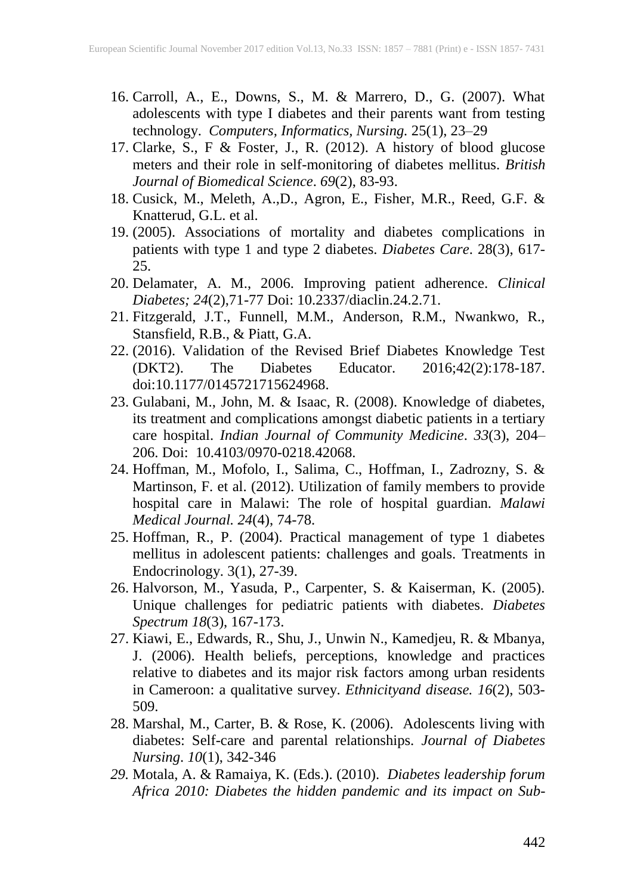16. Carroll, A., E., Downs, S., M. & Marrero, D., G. (2007). What adolescents with type I diabetes and their parents want from testing technology. *Computers, Informatics, Nursing.* 25(1), 23–29
17. Clarke, S., F & Foster, J., R. (2012). A history of blood glucose meters and their role in self-monitoring of diabetes mellitus. *British Journal of Biomedical Science*. *69*(2), 83-93.
18. Cusick, M., Meleth, A.,D., Agron, E., Fisher, M.R., Reed, G.F. & Knatterud, G.L. et al.
19. (2005). Associations of mortality and diabetes complications in patients with type 1 and type 2 diabetes. *Diabetes Care*. 28(3), 617-25.
20. Delamater, A. M., 2006. Improving patient adherence. *Clinical Diabetes; 24*(2),71-77 Doi: 10.2337/diaclin.24.2.71.
21. Fitzgerald, J.T., Funnell, M.M., Anderson, R.M., Nwankwo, R., Stansfield, R.B., & Piatt, G.A.
22. (2016). Validation of the Revised Brief Diabetes Knowledge Test (DKT2). The Diabetes Educator. 2016;42(2):178-187. doi:10.1177/0145721715624968.
23. Gulabani, M., John, M. & Isaac, R. (2008). Knowledge of diabetes, its treatment and complications amongst diabetic patients in a tertiary care hospital. *Indian Journal of Community Medicine*. *33*(3), 204–206. Doi: 10.4103/0970-0218.42068.
24. Hoffman, M., Mofolo, I., Salima, C., Hoffman, I., Zadrozny, S. & Martinson, F. et al. (2012). Utilization of family members to provide hospital care in Malawi: The role of hospital guardian. *Malawi Medical Journal. 24*(4), 74-78.
25. Hoffman, R., P. (2004). Practical management of type 1 diabetes mellitus in adolescent patients: challenges and goals. Treatments in Endocrinology. 3(1), 27-39.
26. Halvorson, M., Yasuda, P., Carpenter, S. & Kaiserman, K. (2005). Unique challenges for pediatric patients with diabetes. *Diabetes Spectrum 18*(3), 167-173.
27. Kiawi, E., Edwards, R., Shu, J., Unwin N., Kamedjeu, R. & Mbanya, J. (2006). Health beliefs, perceptions, knowledge and practices relative to diabetes and its major risk factors among urban residents in Cameroon: a qualitative survey. *Ethnicityand disease. 16*(2), 503-509.
28. Marshal, M., Carter, B. & Rose, K. (2006). Adolescents living with diabetes: Self-care and parental relationships. *Journal of Diabetes Nursing*. *10*(1), 342-346
29. Motala, A. & Ramaiya, K. (Eds.). (2010). *Diabetes leadership forum Africa 2010: Diabetes the hidden pandemic and its impact on Sub-*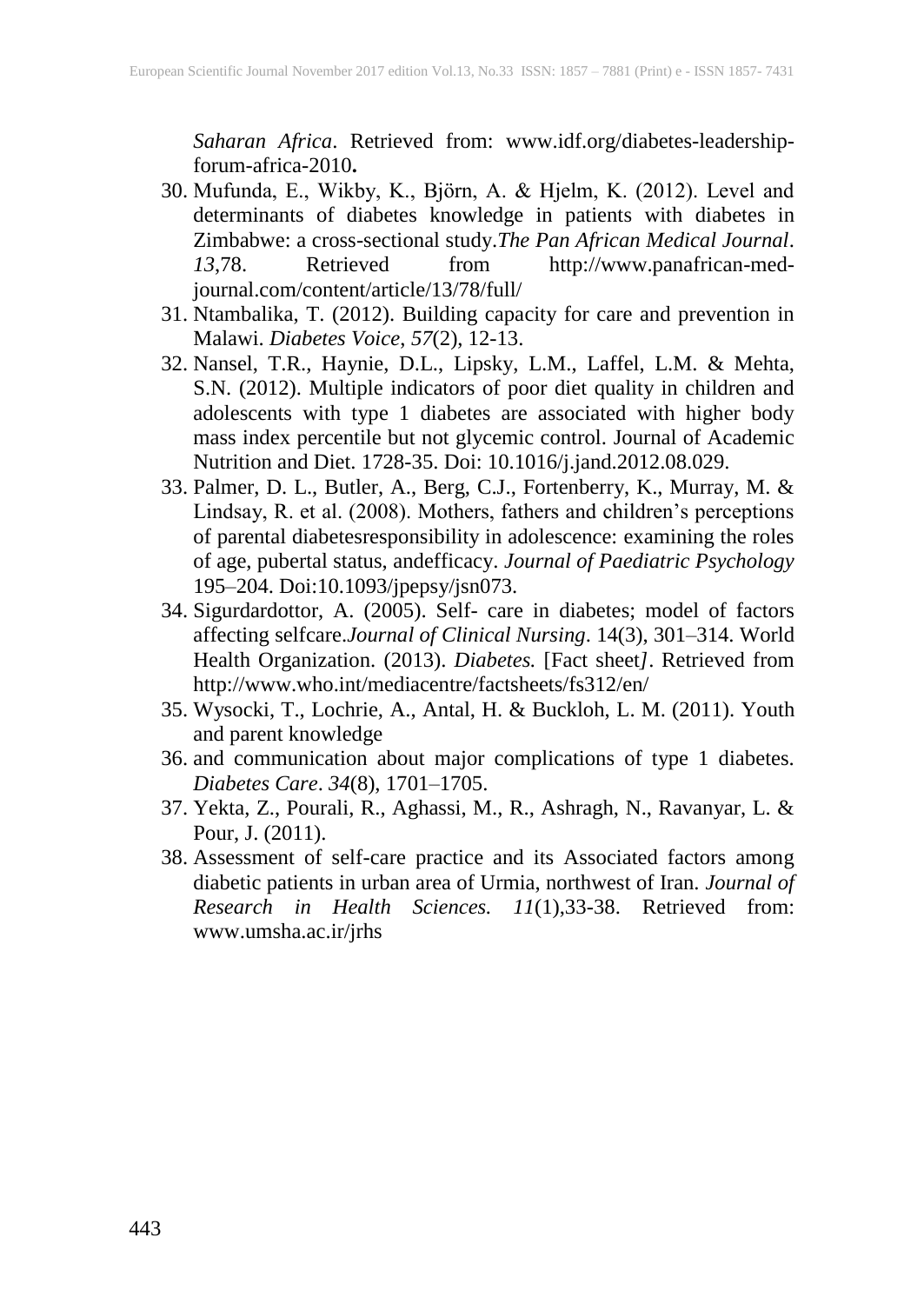*Saharan Africa*. Retrieved from: www.idf.org/diabetes-leadership-forum-africa-2010**.**

30. Mufunda, E., Wikby, K., Björn, A. & Hjelm, K. (2012). Level and determinants of diabetes knowledge in patients with diabetes in Zimbabwe: a cross-sectional study.*The Pan African Medical Journal*. *13*,78. Retrieved from http://www.panafrican-med-journal.com/content/article/13/78/full/
31. Ntambalika, T. (2012). Building capacity for care and prevention in Malawi. *Diabetes Voice, 57*(2), 12-13.
32. Nansel, T.R., Haynie, D.L., Lipsky, L.M., Laffel, L.M. & Mehta, S.N. (2012). Multiple indicators of poor diet quality in children and adolescents with type 1 diabetes are associated with higher body mass index percentile but not glycemic control. Journal of Academic Nutrition and Diet. 1728-35. Doi: 10.1016/j.jand.2012.08.029.
33. Palmer, D. L., Butler, A., Berg, C.J., Fortenberry, K., Murray, M. & Lindsay, R. et al. (2008). Mothers, fathers and children's perceptions of parental diabetesresponsibility in adolescence: examining the roles of age, pubertal status, andefficacy. *Journal of Paediatric Psychology* 195–204. Doi:10.1093/jpepsy/jsn073.
34. Sigurdardottor, A. (2005). Self- care in diabetes; model of factors affecting selfcare.*Journal of Clinical Nursing*. 14(3), 301–314. World Health Organization. (2013). *Diabetes.* [Fact sheet*]*. Retrieved from http://www.who.int/mediacentre/factsheets/fs312/en/
35. Wysocki, T., Lochrie, A., Antal, H. & Buckloh, L. M. (2011). Youth and parent knowledge
36. and communication about major complications of type 1 diabetes. *Diabetes Care*. *34*(8), 1701–1705.
37. Yekta, Z., Pourali, R., Aghassi, M., R., Ashragh, N., Ravanyar, L. & Pour, J. (2011).
38. Assessment of self-care practice and its Associated factors among diabetic patients in urban area of Urmia, northwest of Iran. *Journal of Research in Health Sciences. 11*(1),33-38. Retrieved from: www.umsha.ac.ir/jrhs